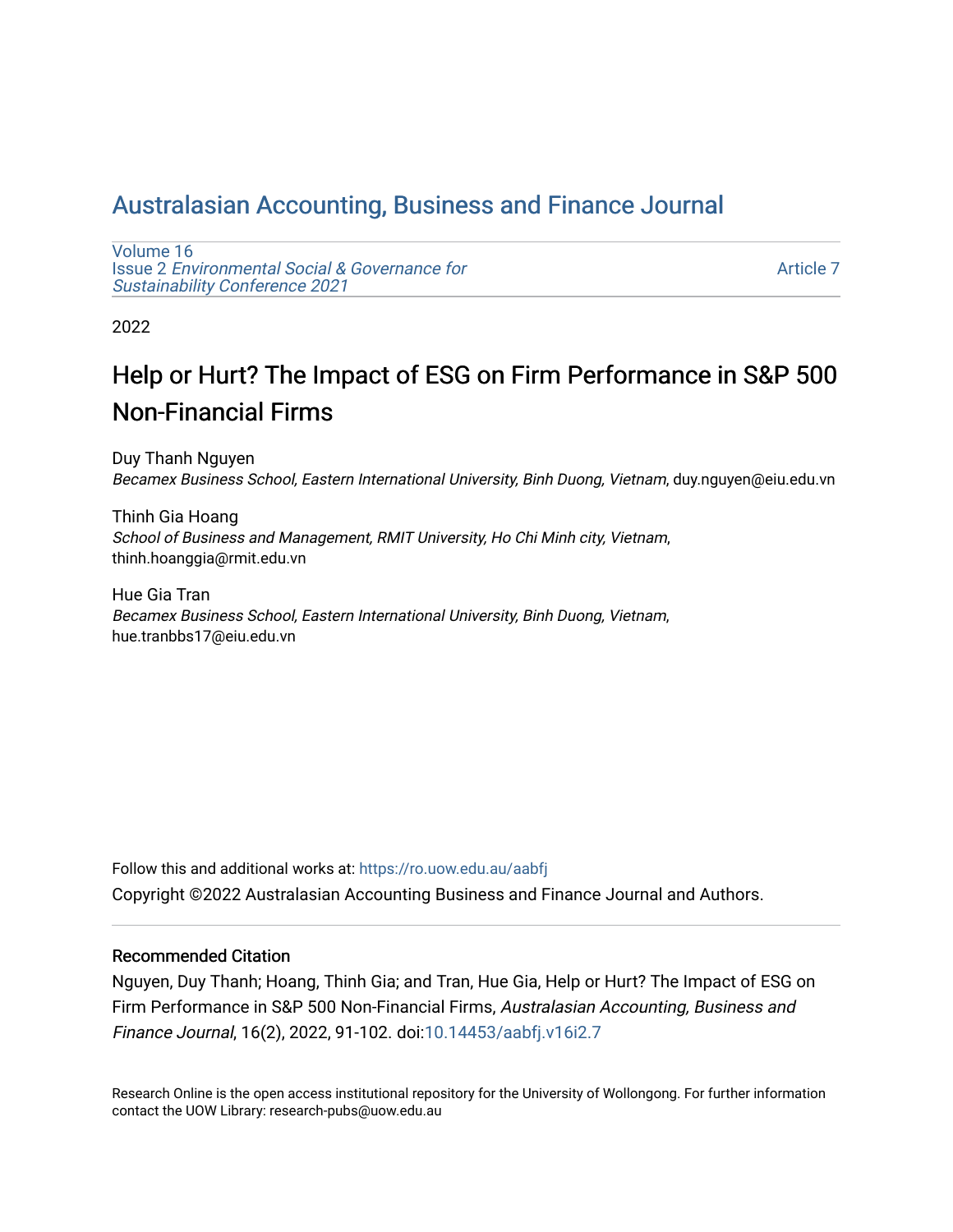# Australasian Accounting, Business and Finance Journal

Volume 16
Issue 2 *Environmental Social & Governance for Sustainability Conference 2021*

Article 7

2022

## Help or Hurt? The Impact of ESG on Firm Performance in S&P 500 Non-Financial Firms

Duy Thanh Nguyen
*Becamex Business School, Eastern International University, Binh Duong, Vietnam*, duy.nguyen@eiu.edu.vn

Thinh Gia Hoang
*School of Business and Management, RMIT University, Ho Chi Minh city, Vietnam*, thinh.hoanggia@rmit.edu.vn

Hue Gia Tran
*Becamex Business School, Eastern International University, Binh Duong, Vietnam*, hue.tranbbs17@eiu.edu.vn

Follow this and additional works at: https://ro.uow.edu.au/aabfj

Copyright ©2022 Australasian Accounting Business and Finance Journal and Authors.

### Recommended Citation

Nguyen, Duy Thanh; Hoang, Thinh Gia; and Tran, Hue Gia, Help or Hurt? The Impact of ESG on Firm Performance in S&P 500 Non-Financial Firms, *Australasian Accounting, Business and Finance Journal*, 16(2), 2022, 91-102. doi:10.14453/aabfj.v16i2.7

Research Online is the open access institutional repository for the University of Wollongong. For further information contact the UOW Library: research-pubs@uow.edu.au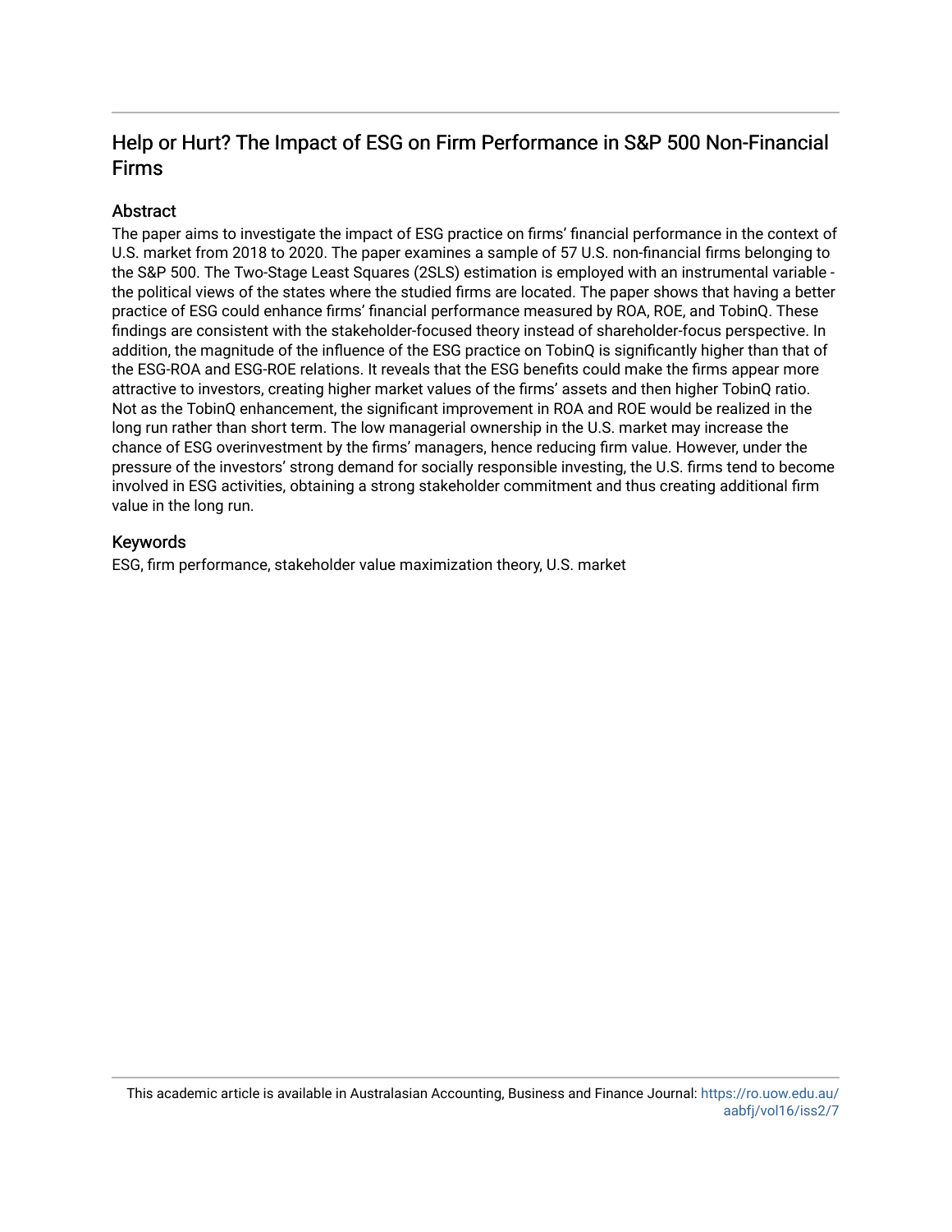## Help or Hurt? The Impact of ESG on Firm Performance in S&P 500 Non-Financial Firms

### Abstract

The paper aims to investigate the impact of ESG practice on firms' financial performance in the context of U.S. market from 2018 to 2020. The paper examines a sample of 57 U.S. non-financial firms belonging to the S&P 500. The Two-Stage Least Squares (2SLS) estimation is employed with an instrumental variable - the political views of the states where the studied firms are located. The paper shows that having a better practice of ESG could enhance firms' financial performance measured by ROA, ROE, and TobinQ. These findings are consistent with the stakeholder-focused theory instead of shareholder-focus perspective. In addition, the magnitude of the influence of the ESG practice on TobinQ is significantly higher than that of the ESG-ROA and ESG-ROE relations. It reveals that the ESG benefits could make the firms appear more attractive to investors, creating higher market values of the firms' assets and then higher TobinQ ratio. Not as the TobinQ enhancement, the significant improvement in ROA and ROE would be realized in the long run rather than short term. The low managerial ownership in the U.S. market may increase the chance of ESG overinvestment by the firms' managers, hence reducing firm value. However, under the pressure of the investors' strong demand for socially responsible investing, the U.S. firms tend to become involved in ESG activities, obtaining a strong stakeholder commitment and thus creating additional firm value in the long run.

### Keywords

ESG, firm performance, stakeholder value maximization theory, U.S. market

This academic article is available in Australasian Accounting, Business and Finance Journal: https://ro.uow.edu.au/aabfj/vol16/iss2/7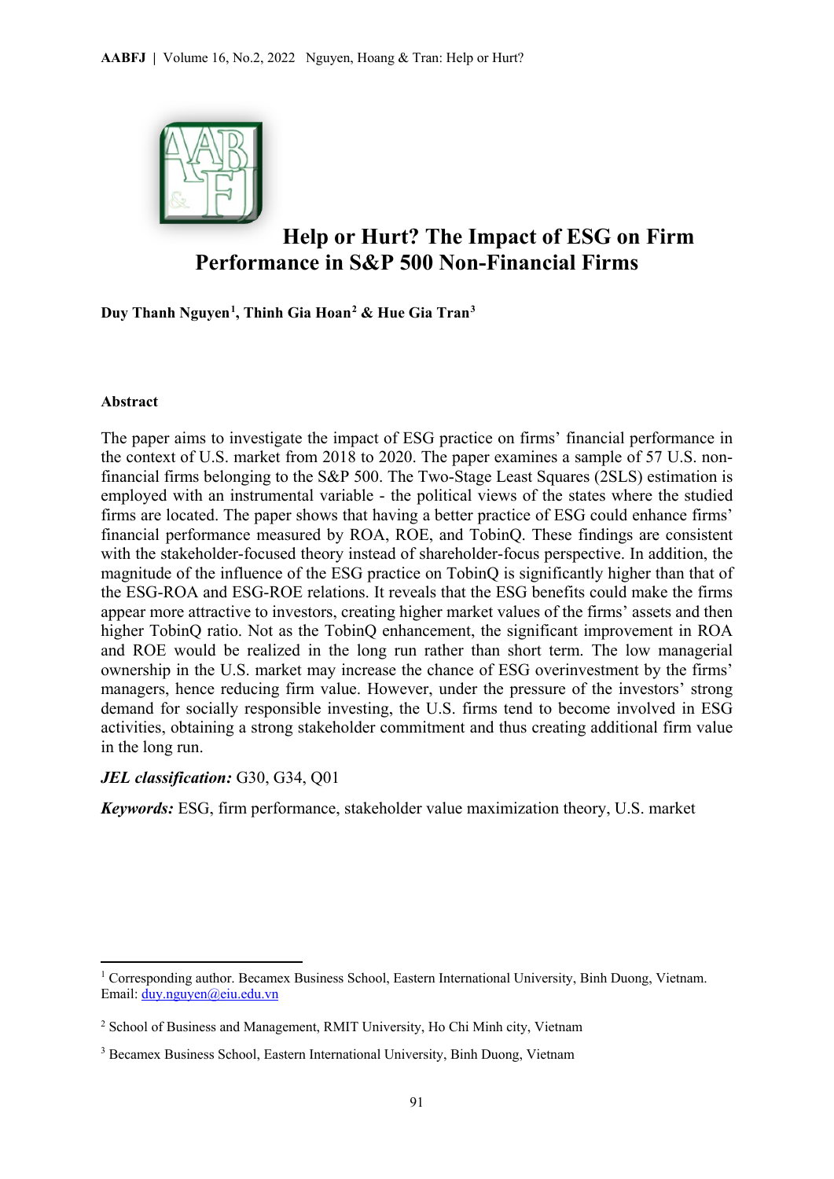# Help or Hurt? The Impact of ESG on Firm Performance in S&P 500 Non-Financial Firms

**Duy Thanh Nguyen[1], Thinh Gia Hoan[2] & Hue Gia Tran[3]**

### Abstract

The paper aims to investigate the impact of ESG practice on firms' financial performance in the context of U.S. market from 2018 to 2020. The paper examines a sample of 57 U.S. non-financial firms belonging to the S&P 500. The Two-Stage Least Squares (2SLS) estimation is employed with an instrumental variable - the political views of the states where the studied firms are located. The paper shows that having a better practice of ESG could enhance firms' financial performance measured by ROA, ROE, and TobinQ. These findings are consistent with the stakeholder-focused theory instead of shareholder-focus perspective. In addition, the magnitude of the influence of the ESG practice on TobinQ is significantly higher than that of the ESG-ROA and ESG-ROE relations. It reveals that the ESG benefits could make the firms appear more attractive to investors, creating higher market values of the firms' assets and then higher TobinQ ratio. Not as the TobinQ enhancement, the significant improvement in ROA and ROE would be realized in the long run rather than short term. The low managerial ownership in the U.S. market may increase the chance of ESG overinvestment by the firms' managers, hence reducing firm value. However, under the pressure of the investors' strong demand for socially responsible investing, the U.S. firms tend to become involved in ESG activities, obtaining a strong stakeholder commitment and thus creating additional firm value in the long run.

***JEL classification:*** G30, G34, Q01

***Keywords:*** ESG, firm performance, stakeholder value maximization theory, U.S. market

---

[1] Corresponding author. Becamex Business School, Eastern International University, Binh Duong, Vietnam. Email: duy.nguyen@eiu.edu.vn

[2] School of Business and Management, RMIT University, Ho Chi Minh city, Vietnam

[3] Becamex Business School, Eastern International University, Binh Duong, Vietnam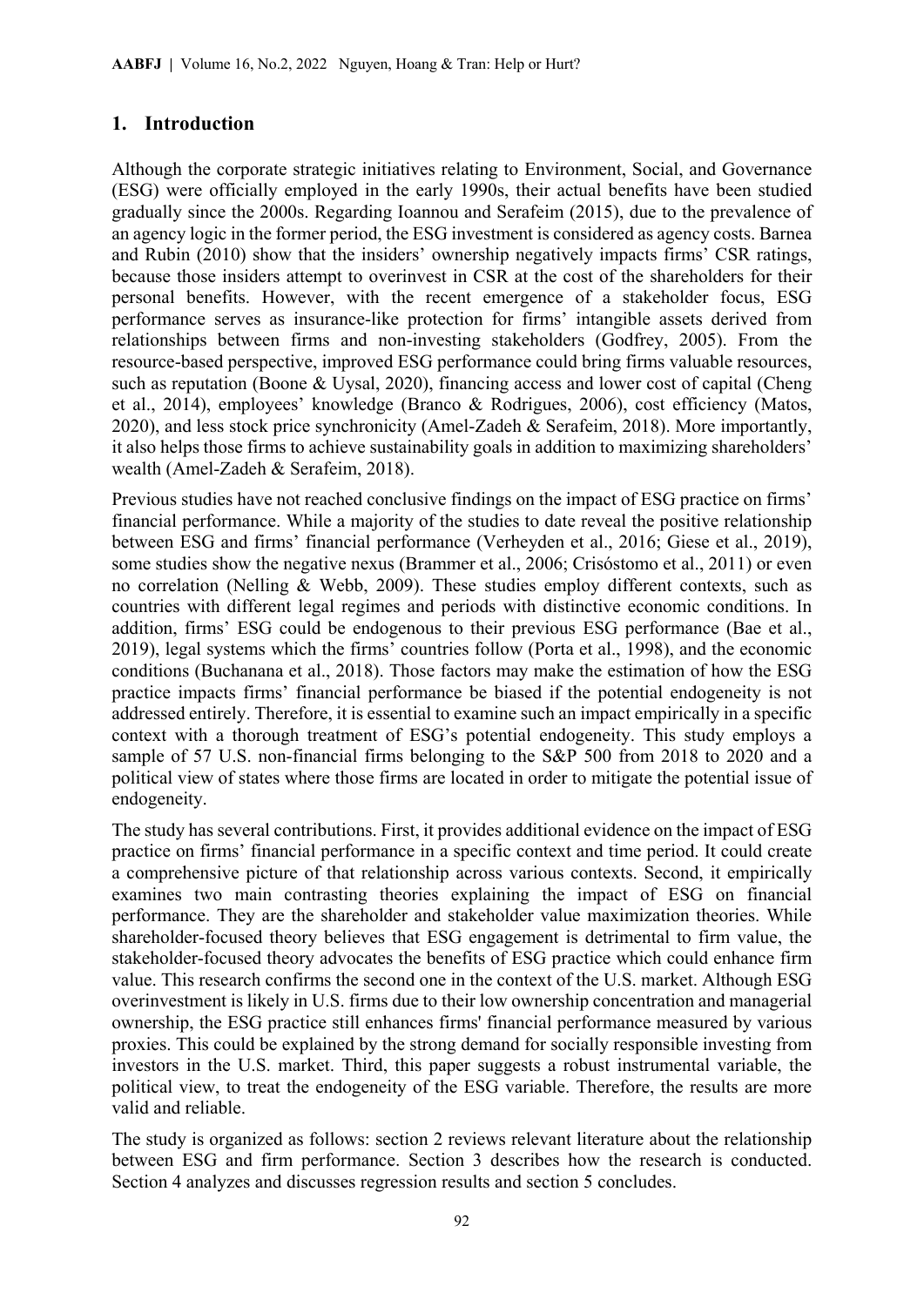## 1. Introduction

Although the corporate strategic initiatives relating to Environment, Social, and Governance (ESG) were officially employed in the early 1990s, their actual benefits have been studied gradually since the 2000s. Regarding Ioannou and Serafeim (2015), due to the prevalence of an agency logic in the former period, the ESG investment is considered as agency costs. Barnea and Rubin (2010) show that the insiders' ownership negatively impacts firms' CSR ratings, because those insiders attempt to overinvest in CSR at the cost of the shareholders for their personal benefits. However, with the recent emergence of a stakeholder focus, ESG performance serves as insurance-like protection for firms' intangible assets derived from relationships between firms and non-investing stakeholders (Godfrey, 2005). From the resource-based perspective, improved ESG performance could bring firms valuable resources, such as reputation (Boone & Uysal, 2020), financing access and lower cost of capital (Cheng et al., 2014), employees' knowledge (Branco & Rodrigues, 2006), cost efficiency (Matos, 2020), and less stock price synchronicity (Amel-Zadeh & Serafeim, 2018). More importantly, it also helps those firms to achieve sustainability goals in addition to maximizing shareholders' wealth (Amel-Zadeh & Serafeim, 2018).

Previous studies have not reached conclusive findings on the impact of ESG practice on firms' financial performance. While a majority of the studies to date reveal the positive relationship between ESG and firms' financial performance (Verheyden et al., 2016; Giese et al., 2019), some studies show the negative nexus (Brammer et al., 2006; Crisóstomo et al., 2011) or even no correlation (Nelling & Webb, 2009). These studies employ different contexts, such as countries with different legal regimes and periods with distinctive economic conditions. In addition, firms' ESG could be endogenous to their previous ESG performance (Bae et al., 2019), legal systems which the firms' countries follow (Porta et al., 1998), and the economic conditions (Buchanana et al., 2018). Those factors may make the estimation of how the ESG practice impacts firms' financial performance be biased if the potential endogeneity is not addressed entirely. Therefore, it is essential to examine such an impact empirically in a specific context with a thorough treatment of ESG's potential endogeneity. This study employs a sample of 57 U.S. non-financial firms belonging to the S&P 500 from 2018 to 2020 and a political view of states where those firms are located in order to mitigate the potential issue of endogeneity.

The study has several contributions. First, it provides additional evidence on the impact of ESG practice on firms' financial performance in a specific context and time period. It could create a comprehensive picture of that relationship across various contexts. Second, it empirically examines two main contrasting theories explaining the impact of ESG on financial performance. They are the shareholder and stakeholder value maximization theories. While shareholder-focused theory believes that ESG engagement is detrimental to firm value, the stakeholder-focused theory advocates the benefits of ESG practice which could enhance firm value. This research confirms the second one in the context of the U.S. market. Although ESG overinvestment is likely in U.S. firms due to their low ownership concentration and managerial ownership, the ESG practice still enhances firms' financial performance measured by various proxies. This could be explained by the strong demand for socially responsible investing from investors in the U.S. market. Third, this paper suggests a robust instrumental variable, the political view, to treat the endogeneity of the ESG variable. Therefore, the results are more valid and reliable.

The study is organized as follows: section 2 reviews relevant literature about the relationship between ESG and firm performance. Section 3 describes how the research is conducted. Section 4 analyzes and discusses regression results and section 5 concludes.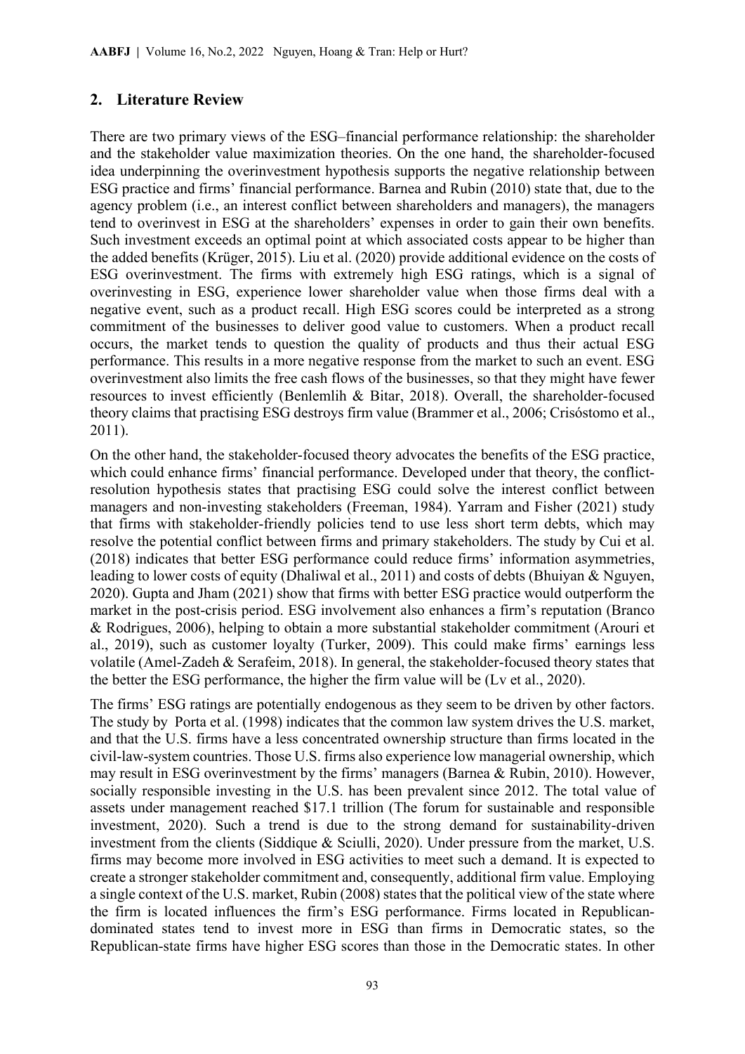## 2. Literature Review

There are two primary views of the ESG–financial performance relationship: the shareholder and the stakeholder value maximization theories. On the one hand, the shareholder-focused idea underpinning the overinvestment hypothesis supports the negative relationship between ESG practice and firms' financial performance. Barnea and Rubin (2010) state that, due to the agency problem (i.e., an interest conflict between shareholders and managers), the managers tend to overinvest in ESG at the shareholders' expenses in order to gain their own benefits. Such investment exceeds an optimal point at which associated costs appear to be higher than the added benefits (Krüger, 2015). Liu et al. (2020) provide additional evidence on the costs of ESG overinvestment. The firms with extremely high ESG ratings, which is a signal of overinvesting in ESG, experience lower shareholder value when those firms deal with a negative event, such as a product recall. High ESG scores could be interpreted as a strong commitment of the businesses to deliver good value to customers. When a product recall occurs, the market tends to question the quality of products and thus their actual ESG performance. This results in a more negative response from the market to such an event. ESG overinvestment also limits the free cash flows of the businesses, so that they might have fewer resources to invest efficiently (Benlemlih & Bitar, 2018). Overall, the shareholder-focused theory claims that practising ESG destroys firm value (Brammer et al., 2006; Crisóstomo et al., 2011).

On the other hand, the stakeholder-focused theory advocates the benefits of the ESG practice, which could enhance firms' financial performance. Developed under that theory, the conflict-resolution hypothesis states that practising ESG could solve the interest conflict between managers and non-investing stakeholders (Freeman, 1984). Yarram and Fisher (2021) study that firms with stakeholder-friendly policies tend to use less short term debts, which may resolve the potential conflict between firms and primary stakeholders. The study by Cui et al. (2018) indicates that better ESG performance could reduce firms' information asymmetries, leading to lower costs of equity (Dhaliwal et al., 2011) and costs of debts (Bhuiyan & Nguyen, 2020). Gupta and Jham (2021) show that firms with better ESG practice would outperform the market in the post-crisis period. ESG involvement also enhances a firm's reputation (Branco & Rodrigues, 2006), helping to obtain a more substantial stakeholder commitment (Arouri et al., 2019), such as customer loyalty (Turker, 2009). This could make firms' earnings less volatile (Amel-Zadeh & Serafeim, 2018). In general, the stakeholder-focused theory states that the better the ESG performance, the higher the firm value will be (Lv et al., 2020).

The firms' ESG ratings are potentially endogenous as they seem to be driven by other factors. The study by Porta et al. (1998) indicates that the common law system drives the U.S. market, and that the U.S. firms have a less concentrated ownership structure than firms located in the civil-law-system countries. Those U.S. firms also experience low managerial ownership, which may result in ESG overinvestment by the firms' managers (Barnea & Rubin, 2010). However, socially responsible investing in the U.S. has been prevalent since 2012. The total value of assets under management reached $17.1 trillion (The forum for sustainable and responsible investment, 2020). Such a trend is due to the strong demand for sustainability-driven investment from the clients (Siddique & Sciulli, 2020). Under pressure from the market, U.S. firms may become more involved in ESG activities to meet such a demand. It is expected to create a stronger stakeholder commitment and, consequently, additional firm value. Employing a single context of the U.S. market, Rubin (2008) states that the political view of the state where the firm is located influences the firm's ESG performance. Firms located in Republican-dominated states tend to invest more in ESG than firms in Democratic states, so the Republican-state firms have higher ESG scores than those in the Democratic states. In other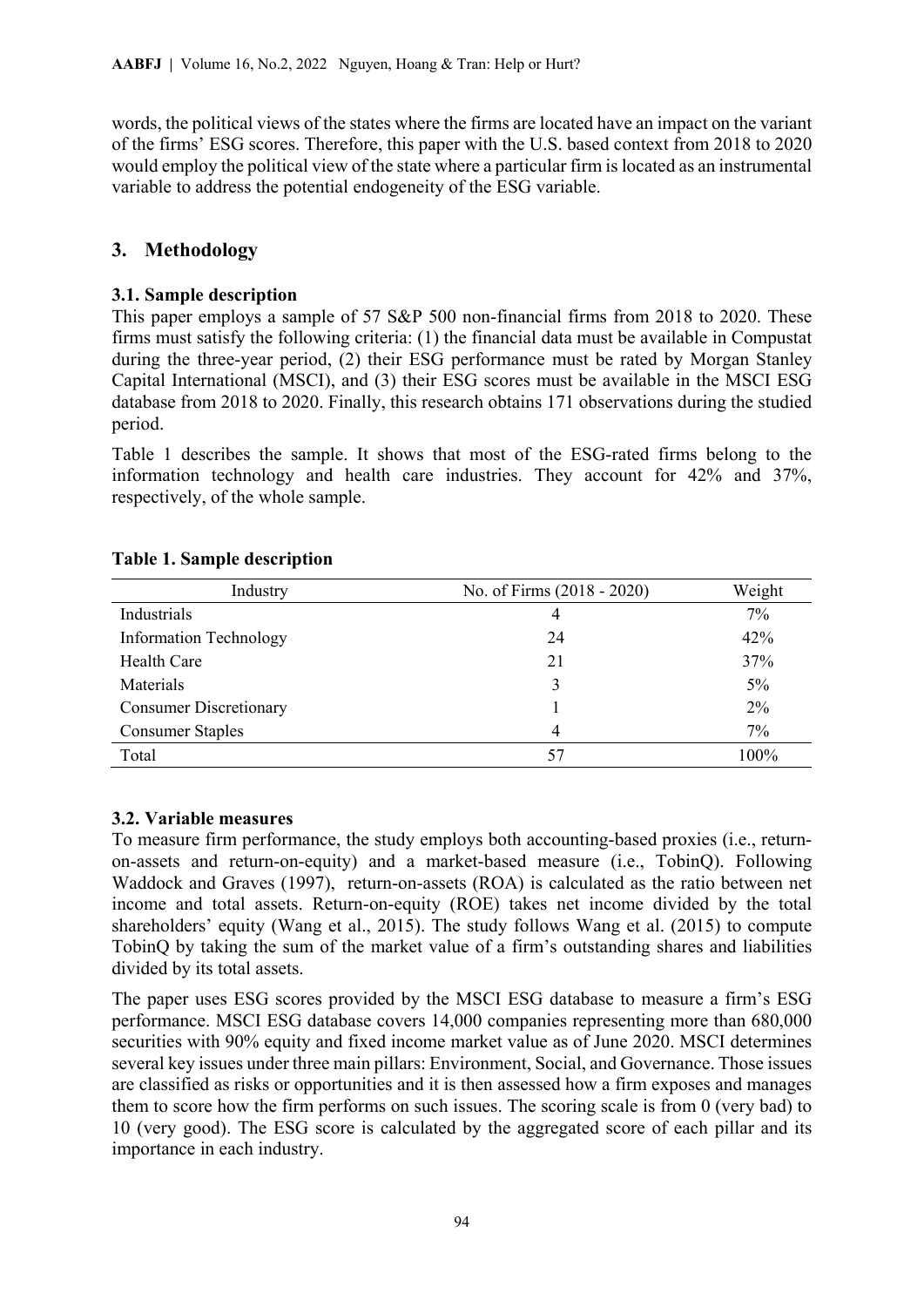words, the political views of the states where the firms are located have an impact on the variant of the firms' ESG scores. Therefore, this paper with the U.S. based context from 2018 to 2020 would employ the political view of the state where a particular firm is located as an instrumental variable to address the potential endogeneity of the ESG variable.

## 3. Methodology

### 3.1. Sample description

This paper employs a sample of 57 S&P 500 non-financial firms from 2018 to 2020. These firms must satisfy the following criteria: (1) the financial data must be available in Compustat during the three-year period, (2) their ESG performance must be rated by Morgan Stanley Capital International (MSCI), and (3) their ESG scores must be available in the MSCI ESG database from 2018 to 2020. Finally, this research obtains 171 observations during the studied period.

Table 1 describes the sample. It shows that most of the ESG-rated firms belong to the information technology and health care industries. They account for 42% and 37%, respectively, of the whole sample.

**Table 1. Sample description**

| Industry | No. of Firms (2018 - 2020) | Weight |
|---|---|---|
| Industrials | 4 | 7% |
| Information Technology | 24 | 42% |
| Health Care | 21 | 37% |
| Materials | 3 | 5% |
| Consumer Discretionary | 1 | 2% |
| Consumer Staples | 4 | 7% |
| Total | 57 | 100% |

### 3.2. Variable measures

To measure firm performance, the study employs both accounting-based proxies (i.e., return-on-assets and return-on-equity) and a market-based measure (i.e., TobinQ). Following Waddock and Graves (1997), return-on-assets (ROA) is calculated as the ratio between net income and total assets. Return-on-equity (ROE) takes net income divided by the total shareholders' equity (Wang et al., 2015). The study follows Wang et al. (2015) to compute TobinQ by taking the sum of the market value of a firm's outstanding shares and liabilities divided by its total assets.

The paper uses ESG scores provided by the MSCI ESG database to measure a firm's ESG performance. MSCI ESG database covers 14,000 companies representing more than 680,000 securities with 90% equity and fixed income market value as of June 2020. MSCI determines several key issues under three main pillars: Environment, Social, and Governance. Those issues are classified as risks or opportunities and it is then assessed how a firm exposes and manages them to score how the firm performs on such issues. The scoring scale is from 0 (very bad) to 10 (very good). The ESG score is calculated by the aggregated score of each pillar and its importance in each industry.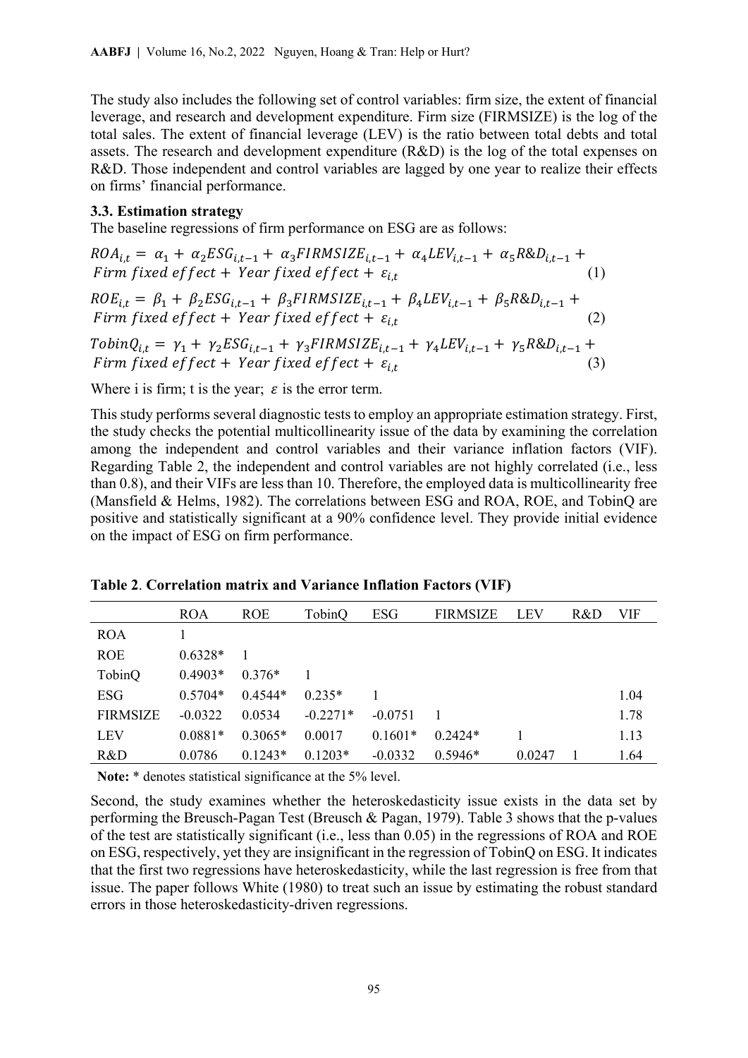The study also includes the following set of control variables: firm size, the extent of financial leverage, and research and development expenditure. Firm size (FIRMSIZE) is the log of the total sales. The extent of financial leverage (LEV) is the ratio between total debts and total assets. The research and development expenditure (R&D) is the log of the total expenses on R&D. Those independent and control variables are lagged by one year to realize their effects on firms' financial performance.

### 3.3. Estimation strategy

The baseline regressions of firm performance on ESG are as follows:

$$ROA_{i,t} = \alpha_1 + \alpha_2 ESG_{i,t-1} + \alpha_3 FIRMSIZE_{i,t-1} + \alpha_4 LEV_{i,t-1} + \alpha_5 R\&D_{i,t-1} + Firm\ fixed\ effect + Year\ fixed\ effect + \varepsilon_{i,t} \quad (1)$$

$$ROE_{i,t} = \beta_1 + \beta_2 ESG_{i,t-1} + \beta_3 FIRMSIZE_{i,t-1} + \beta_4 LEV_{i,t-1} + \beta_5 R\&D_{i,t-1} + Firm\ fixed\ effect + Year\ fixed\ effect + \varepsilon_{i,t} \quad (2)$$

$$TobinQ_{i,t} = \gamma_1 + \gamma_2 ESG_{i,t-1} + \gamma_3 FIRMSIZE_{i,t-1} + \gamma_4 LEV_{i,t-1} + \gamma_5 R\&D_{i,t-1} + Firm\ fixed\ effect + Year\ fixed\ effect + \varepsilon_{i,t} \quad (3)$$

Where i is firm; t is the year; $\varepsilon$ is the error term.

This study performs several diagnostic tests to employ an appropriate estimation strategy. First, the study checks the potential multicollinearity issue of the data by examining the correlation among the independent and control variables and their variance inflation factors (VIF). Regarding Table 2, the independent and control variables are not highly correlated (i.e., less than 0.8), and their VIFs are less than 10. Therefore, the employed data is multicollinearity free (Mansfield & Helms, 1982). The correlations between ESG and ROA, ROE, and TobinQ are positive and statistically significant at a 90% confidence level. They provide initial evidence on the impact of ESG on firm performance.

**Table 2. Correlation matrix and Variance Inflation Factors (VIF)**

| | ROA | ROE | TobinQ | ESG | FIRMSIZE | LEV | R&D | VIF |
|---|---|---|---|---|---|---|---|---|
| ROA | 1 | | | | | | | |
| ROE | 0.6328* | 1 | | | | | | |
| TobinQ | 0.4903* | 0.376* | 1 | | | | | |
| ESG | 0.5704* | 0.4544* | 0.235* | 1 | | | | 1.04 |
| FIRMSIZE | -0.0322 | 0.0534 | -0.2271* | -0.0751 | 1 | | | 1.78 |
| LEV | 0.0881* | 0.3065* | 0.0017 | 0.1601* | 0.2424* | 1 | | 1.13 |
| R&D | 0.0786 | 0.1243* | 0.1203* | -0.0332 | 0.5946* | 0.0247 | 1 | 1.64 |

**Note:** * denotes statistical significance at the 5% level.

Second, the study examines whether the heteroskedasticity issue exists in the data set by performing the Breusch-Pagan Test (Breusch & Pagan, 1979). Table 3 shows that the p-values of the test are statistically significant (i.e., less than 0.05) in the regressions of ROA and ROE on ESG, respectively, yet they are insignificant in the regression of TobinQ on ESG. It indicates that the first two regressions have heteroskedasticity, while the last regression is free from that issue. The paper follows White (1980) to treat such an issue by estimating the robust standard errors in those heteroskedasticity-driven regressions.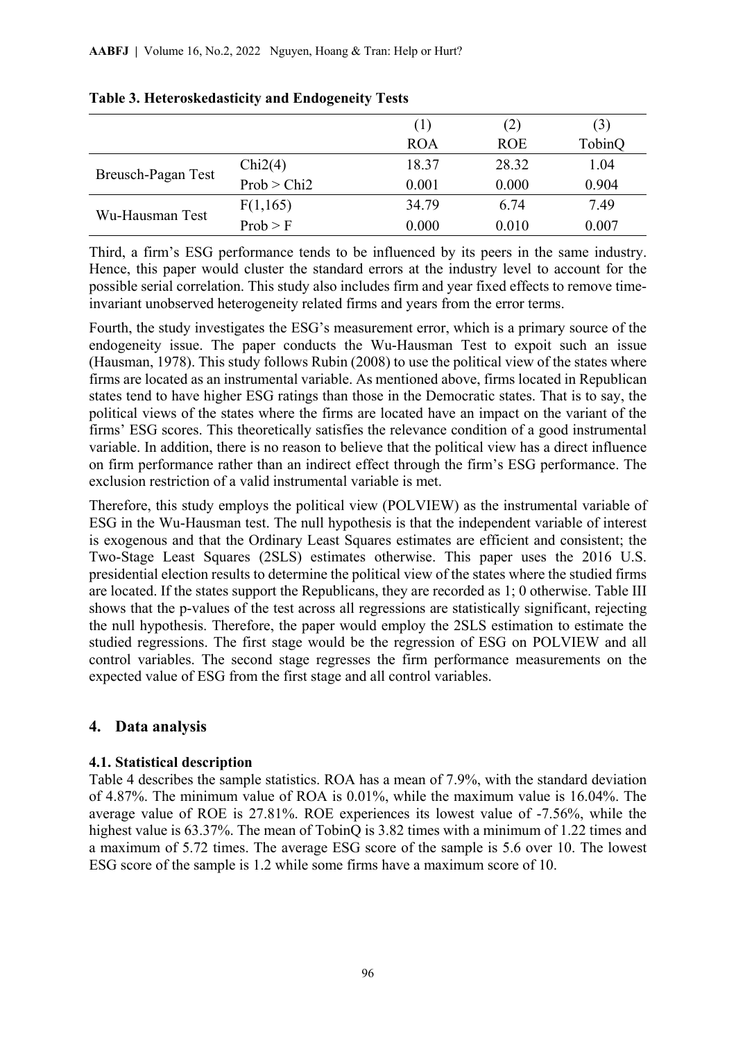**Table 3. Heteroskedasticity and Endogeneity Tests**

| | | (1) | (2) | (3) |
|---|---|---|---|---|
| | | ROA | ROE | TobinQ |
| Breusch-Pagan Test | Chi2(4) | 18.37 | 28.32 | 1.04 |
| | Prob > Chi2 | 0.001 | 0.000 | 0.904 |
| Wu-Hausman Test | F(1,165) | 34.79 | 6.74 | 7.49 |
| | Prob > F | 0.000 | 0.010 | 0.007 |

Third, a firm's ESG performance tends to be influenced by its peers in the same industry. Hence, this paper would cluster the standard errors at the industry level to account for the possible serial correlation. This study also includes firm and year fixed effects to remove time-invariant unobserved heterogeneity related firms and years from the error terms.

Fourth, the study investigates the ESG's measurement error, which is a primary source of the endogeneity issue. The paper conducts the Wu-Hausman Test to expoit such an issue (Hausman, 1978). This study follows Rubin (2008) to use the political view of the states where firms are located as an instrumental variable. As mentioned above, firms located in Republican states tend to have higher ESG ratings than those in the Democratic states. That is to say, the political views of the states where the firms are located have an impact on the variant of the firms' ESG scores. This theoretically satisfies the relevance condition of a good instrumental variable. In addition, there is no reason to believe that the political view has a direct influence on firm performance rather than an indirect effect through the firm's ESG performance. The exclusion restriction of a valid instrumental variable is met.

Therefore, this study employs the political view (POLVIEW) as the instrumental variable of ESG in the Wu-Hausman test. The null hypothesis is that the independent variable of interest is exogenous and that the Ordinary Least Squares estimates are efficient and consistent; the Two-Stage Least Squares (2SLS) estimates otherwise. This paper uses the 2016 U.S. presidential election results to determine the political view of the states where the studied firms are located. If the states support the Republicans, they are recorded as 1; 0 otherwise. Table III shows that the p-values of the test across all regressions are statistically significant, rejecting the null hypothesis. Therefore, the paper would employ the 2SLS estimation to estimate the studied regressions. The first stage would be the regression of ESG on POLVIEW and all control variables. The second stage regresses the firm performance measurements on the expected value of ESG from the first stage and all control variables.

## 4. Data analysis

### 4.1. Statistical description

Table 4 describes the sample statistics. ROA has a mean of 7.9%, with the standard deviation of 4.87%. The minimum value of ROA is 0.01%, while the maximum value is 16.04%. The average value of ROE is 27.81%. ROE experiences its lowest value of -7.56%, while the highest value is 63.37%. The mean of TobinQ is 3.82 times with a minimum of 1.22 times and a maximum of 5.72 times. The average ESG score of the sample is 5.6 over 10. The lowest ESG score of the sample is 1.2 while some firms have a maximum score of 10.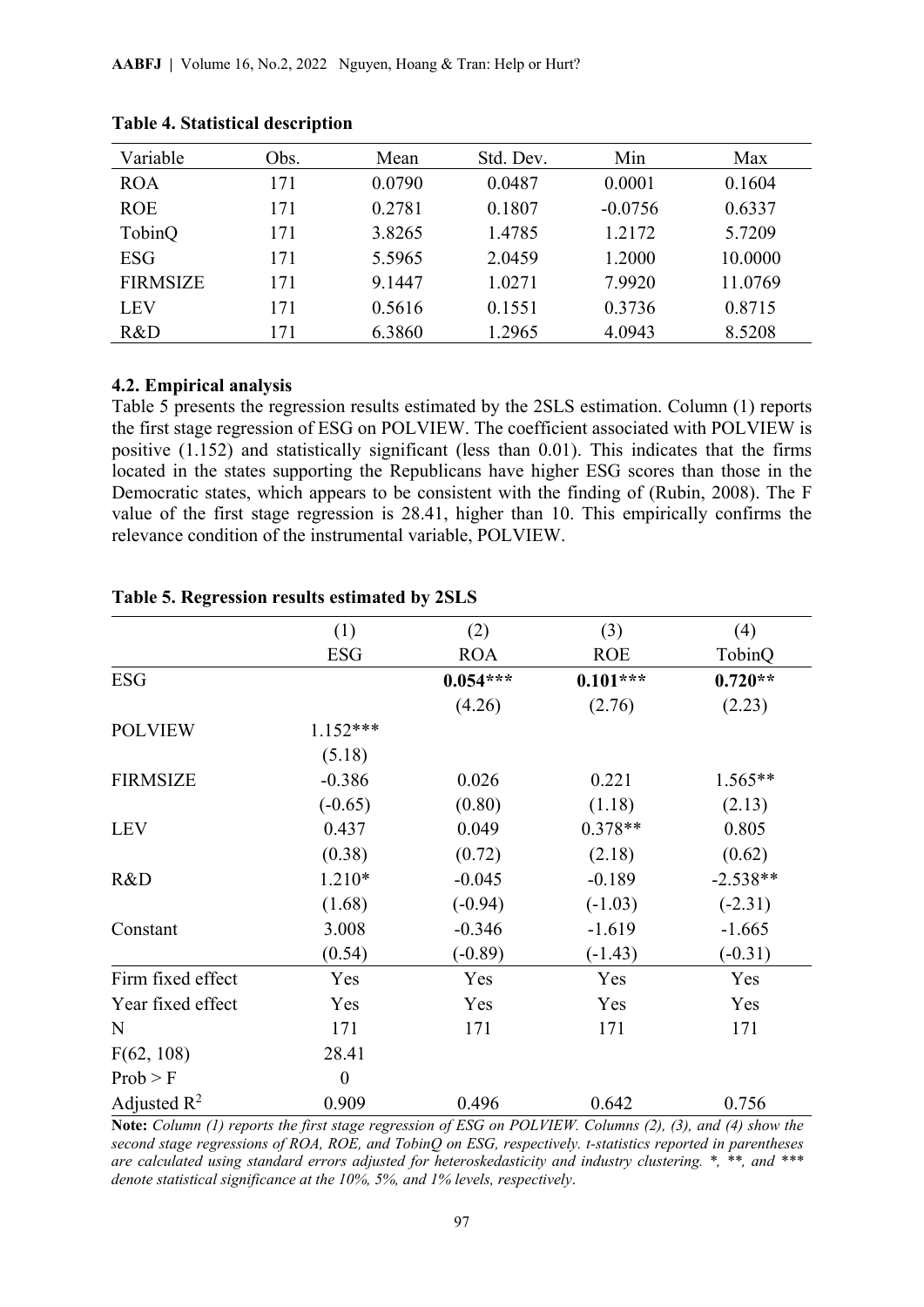**Table 4. Statistical description**

| Variable | Obs. | Mean | Std. Dev. | Min | Max |
|---|---|---|---|---|---|
| ROA | 171 | 0.0790 | 0.0487 | 0.0001 | 0.1604 |
| ROE | 171 | 0.2781 | 0.1807 | -0.0756 | 0.6337 |
| TobinQ | 171 | 3.8265 | 1.4785 | 1.2172 | 5.7209 |
| ESG | 171 | 5.5965 | 2.0459 | 1.2000 | 10.0000 |
| FIRMSIZE | 171 | 9.1447 | 1.0271 | 7.9920 | 11.0769 |
| LEV | 171 | 0.5616 | 0.1551 | 0.3736 | 0.8715 |
| R&D | 171 | 6.3860 | 1.2965 | 4.0943 | 8.5208 |

### 4.2. Empirical analysis

Table 5 presents the regression results estimated by the 2SLS estimation. Column (1) reports the first stage regression of ESG on POLVIEW. The coefficient associated with POLVIEW is positive (1.152) and statistically significant (less than 0.01). This indicates that the firms located in the states supporting the Republicans have higher ESG scores than those in the Democratic states, which appears to be consistent with the finding of (Rubin, 2008). The F value of the first stage regression is 28.41, higher than 10. This empirically confirms the relevance condition of the instrumental variable, POLVIEW.

**Table 5. Regression results estimated by 2SLS**

| | (1) | (2) | (3) | (4) |
|---|---|---|---|---|
| | ESG | ROA | ROE | TobinQ |
| ESG | | **0.054*** ** | **0.101*** ** | **0.720** ** |
| | | (4.26) | (2.76) | (2.23) |
| POLVIEW | 1.152*** | | | |
| | (5.18) | | | |
| FIRMSIZE | -0.386 | 0.026 | 0.221 | 1.565** |
| | (-0.65) | (0.80) | (1.18) | (2.13) |
| LEV | 0.437 | 0.049 | 0.378** | 0.805 |
| | (0.38) | (0.72) | (2.18) | (0.62) |
| R&D | 1.210* | -0.045 | -0.189 | -2.538** |
| | (1.68) | (-0.94) | (-1.03) | (-2.31) |
| Constant | 3.008 | -0.346 | -1.619 | -1.665 |
| | (0.54) | (-0.89) | (-1.43) | (-0.31) |
| Firm fixed effect | Yes | Yes | Yes | Yes |
| Year fixed effect | Yes | Yes | Yes | Yes |
| N | 171 | 171 | 171 | 171 |
| F(62, 108) | 28.41 | | | |
| Prob > F | 0 | | | |
| Adjusted $R^2$ | 0.909 | 0.496 | 0.642 | 0.756 |

**Note:** *Column (1) reports the first stage regression of ESG on POLVIEW. Columns (2), (3), and (4) show the second stage regressions of ROA, ROE, and TobinQ on ESG, respectively. t-statistics reported in parentheses are calculated using standard errors adjusted for heteroskedasticity and industry clustering. *, **, and *** denote statistical significance at the 10%, 5%, and 1% levels, respectively.*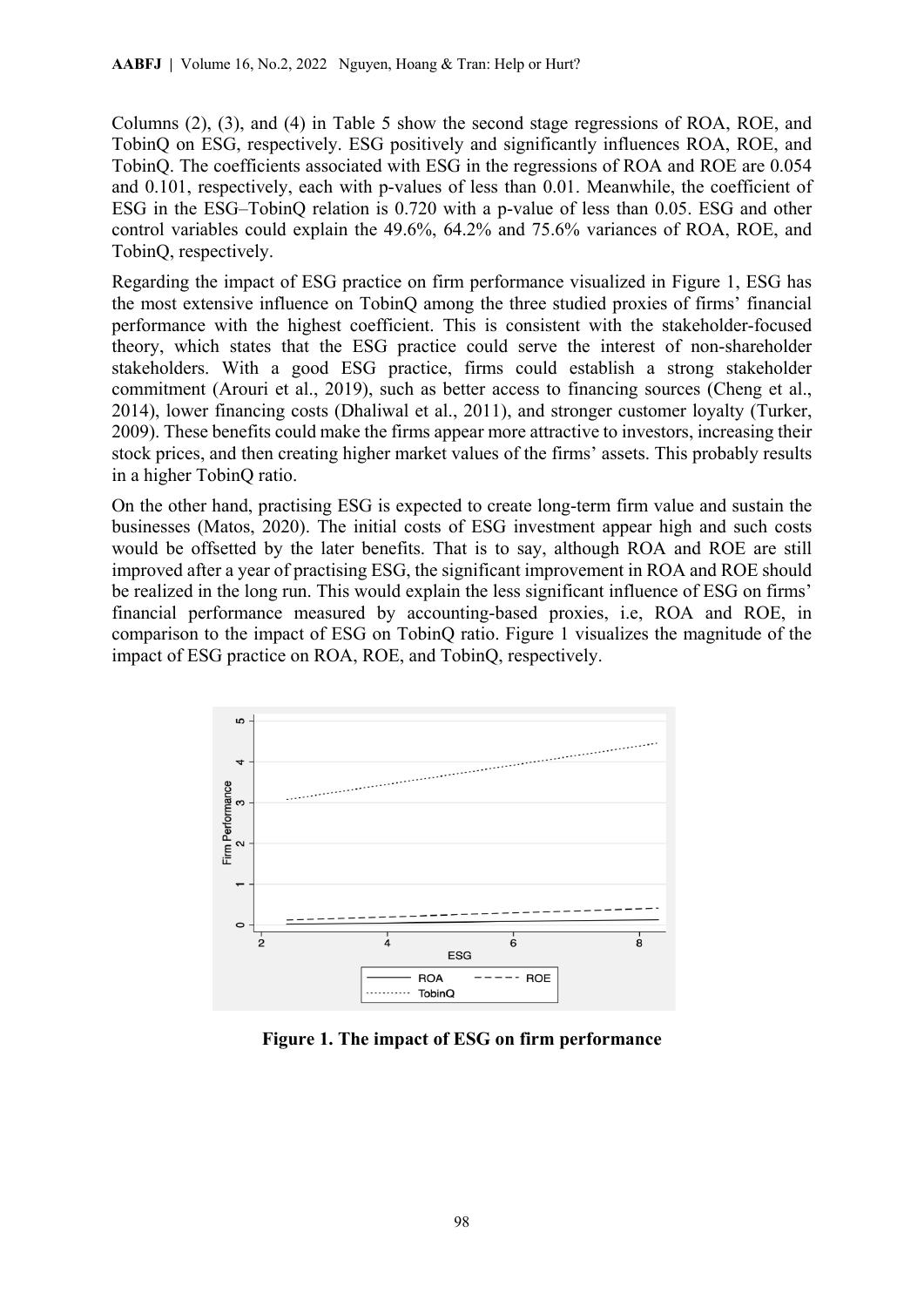Columns (2), (3), and (4) in Table 5 show the second stage regressions of ROA, ROE, and TobinQ on ESG, respectively. ESG positively and significantly influences ROA, ROE, and TobinQ. The coefficients associated with ESG in the regressions of ROA and ROE are 0.054 and 0.101, respectively, each with p-values of less than 0.01. Meanwhile, the coefficient of ESG in the ESG–TobinQ relation is 0.720 with a p-value of less than 0.05. ESG and other control variables could explain the 49.6%, 64.2% and 75.6% variances of ROA, ROE, and TobinQ, respectively.

Regarding the impact of ESG practice on firm performance visualized in Figure 1, ESG has the most extensive influence on TobinQ among the three studied proxies of firms' financial performance with the highest coefficient. This is consistent with the stakeholder-focused theory, which states that the ESG practice could serve the interest of non-shareholder stakeholders. With a good ESG practice, firms could establish a strong stakeholder commitment (Arouri et al., 2019), such as better access to financing sources (Cheng et al., 2014), lower financing costs (Dhaliwal et al., 2011), and stronger customer loyalty (Turker, 2009). These benefits could make the firms appear more attractive to investors, increasing their stock prices, and then creating higher market values of the firms' assets. This probably results in a higher TobinQ ratio.

On the other hand, practising ESG is expected to create long-term firm value and sustain the businesses (Matos, 2020). The initial costs of ESG investment appear high and such costs would be offsetted by the later benefits. That is to say, although ROA and ROE are still improved after a year of practising ESG, the significant improvement in ROA and ROE should be realized in the long run. This would explain the less significant influence of ESG on firms' financial performance measured by accounting-based proxies, i.e, ROA and ROE, in comparison to the impact of ESG on TobinQ ratio. Figure 1 visualizes the magnitude of the impact of ESG practice on ROA, ROE, and TobinQ, respectively.

**Figure 1. The impact of ESG on firm performance**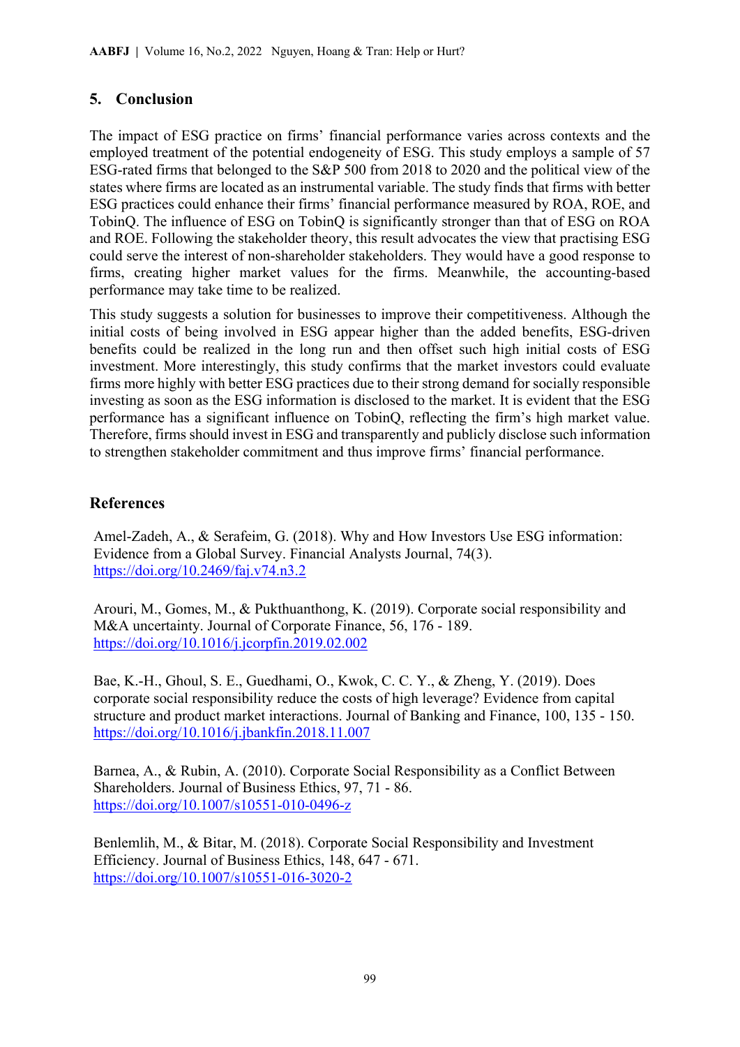## 5. Conclusion

The impact of ESG practice on firms' financial performance varies across contexts and the employed treatment of the potential endogeneity of ESG. This study employs a sample of 57 ESG-rated firms that belonged to the S&P 500 from 2018 to 2020 and the political view of the states where firms are located as an instrumental variable. The study finds that firms with better ESG practices could enhance their firms' financial performance measured by ROA, ROE, and TobinQ. The influence of ESG on TobinQ is significantly stronger than that of ESG on ROA and ROE. Following the stakeholder theory, this result advocates the view that practising ESG could serve the interest of non-shareholder stakeholders. They would have a good response to firms, creating higher market values for the firms. Meanwhile, the accounting-based performance may take time to be realized.

This study suggests a solution for businesses to improve their competitiveness. Although the initial costs of being involved in ESG appear higher than the added benefits, ESG-driven benefits could be realized in the long run and then offset such high initial costs of ESG investment. More interestingly, this study confirms that the market investors could evaluate firms more highly with better ESG practices due to their strong demand for socially responsible investing as soon as the ESG information is disclosed to the market. It is evident that the ESG performance has a significant influence on TobinQ, reflecting the firm's high market value. Therefore, firms should invest in ESG and transparently and publicly disclose such information to strengthen stakeholder commitment and thus improve firms' financial performance.

## References

Amel-Zadeh, A., & Serafeim, G. (2018). Why and How Investors Use ESG information: Evidence from a Global Survey. Financial Analysts Journal, 74(3). https://doi.org/10.2469/faj.v74.n3.2

Arouri, M., Gomes, M., & Pukthuanthong, K. (2019). Corporate social responsibility and M&A uncertainty. Journal of Corporate Finance, 56, 176 - 189. https://doi.org/10.1016/j.jcorpfin.2019.02.002

Bae, K.-H., Ghoul, S. E., Guedhami, O., Kwok, C. C. Y., & Zheng, Y. (2019). Does corporate social responsibility reduce the costs of high leverage? Evidence from capital structure and product market interactions. Journal of Banking and Finance, 100, 135 - 150. https://doi.org/10.1016/j.jbankfin.2018.11.007

Barnea, A., & Rubin, A. (2010). Corporate Social Responsibility as a Conflict Between Shareholders. Journal of Business Ethics, 97, 71 - 86. https://doi.org/10.1007/s10551-010-0496-z

Benlemlih, M., & Bitar, M. (2018). Corporate Social Responsibility and Investment Efficiency. Journal of Business Ethics, 148, 647 - 671. https://doi.org/10.1007/s10551-016-3020-2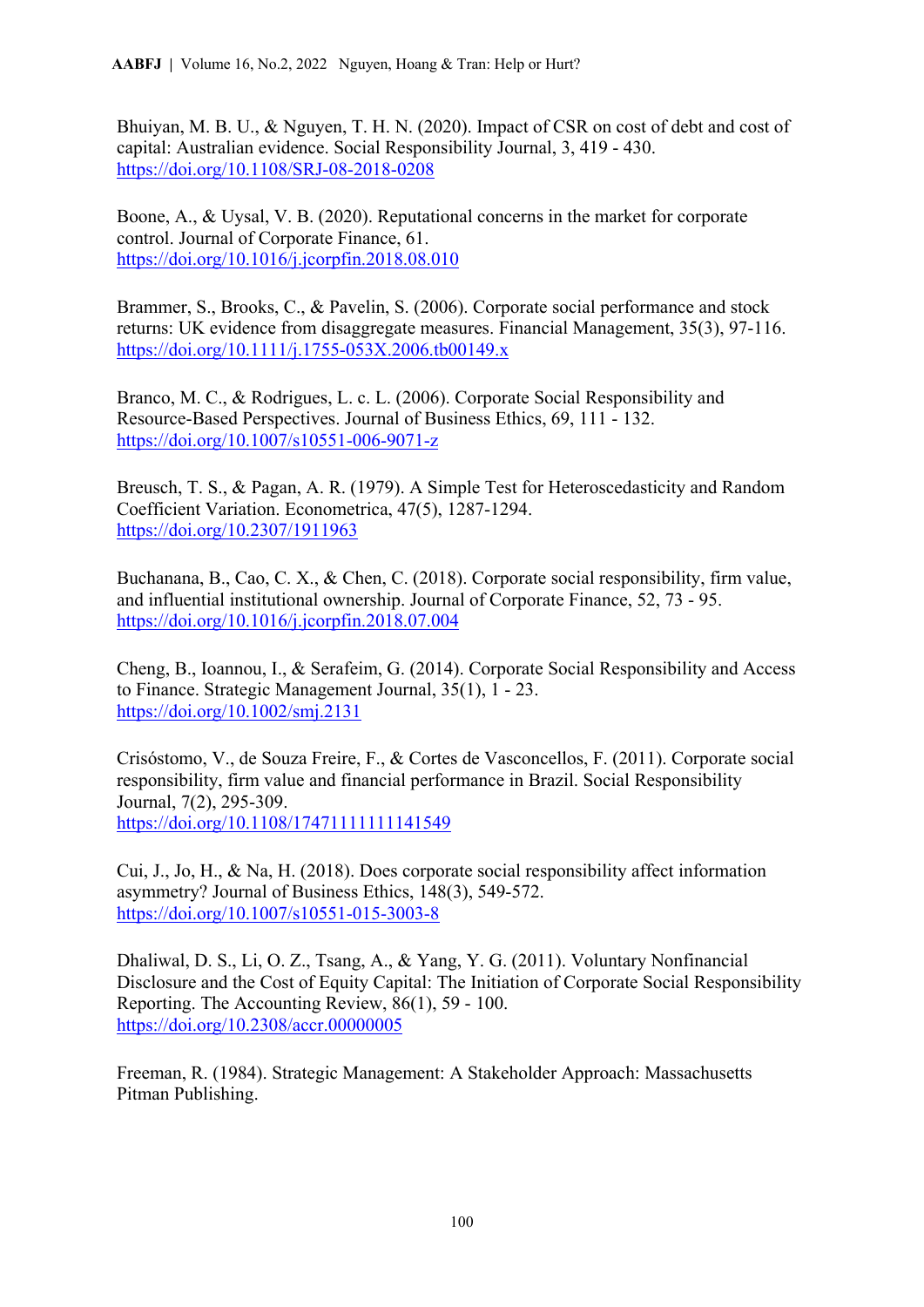Bhuiyan, M. B. U., & Nguyen, T. H. N. (2020). Impact of CSR on cost of debt and cost of capital: Australian evidence. Social Responsibility Journal, 3, 419 - 430. https://doi.org/10.1108/SRJ-08-2018-0208

Boone, A., & Uysal, V. B. (2020). Reputational concerns in the market for corporate control. Journal of Corporate Finance, 61. https://doi.org/10.1016/j.jcorpfin.2018.08.010

Brammer, S., Brooks, C., & Pavelin, S. (2006). Corporate social performance and stock returns: UK evidence from disaggregate measures. Financial Management, 35(3), 97-116. https://doi.org/10.1111/j.1755-053X.2006.tb00149.x

Branco, M. C., & Rodrigues, L. c. L. (2006). Corporate Social Responsibility and Resource-Based Perspectives. Journal of Business Ethics, 69, 111 - 132. https://doi.org/10.1007/s10551-006-9071-z

Breusch, T. S., & Pagan, A. R. (1979). A Simple Test for Heteroscedasticity and Random Coefficient Variation. Econometrica, 47(5), 1287-1294. https://doi.org/10.2307/1911963

Buchanana, B., Cao, C. X., & Chen, C. (2018). Corporate social responsibility, firm value, and influential institutional ownership. Journal of Corporate Finance, 52, 73 - 95. https://doi.org/10.1016/j.jcorpfin.2018.07.004

Cheng, B., Ioannou, I., & Serafeim, G. (2014). Corporate Social Responsibility and Access to Finance. Strategic Management Journal, 35(1), 1 - 23. https://doi.org/10.1002/smj.2131

Crisóstomo, V., de Souza Freire, F., & Cortes de Vasconcellos, F. (2011). Corporate social responsibility, firm value and financial performance in Brazil. Social Responsibility Journal, 7(2), 295-309. https://doi.org/10.1108/17471111111141549

Cui, J., Jo, H., & Na, H. (2018). Does corporate social responsibility affect information asymmetry? Journal of Business Ethics, 148(3), 549-572. https://doi.org/10.1007/s10551-015-3003-8

Dhaliwal, D. S., Li, O. Z., Tsang, A., & Yang, Y. G. (2011). Voluntary Nonfinancial Disclosure and the Cost of Equity Capital: The Initiation of Corporate Social Responsibility Reporting. The Accounting Review, 86(1), 59 - 100. https://doi.org/10.2308/accr.00000005

Freeman, R. (1984). Strategic Management: A Stakeholder Approach: Massachusetts Pitman Publishing.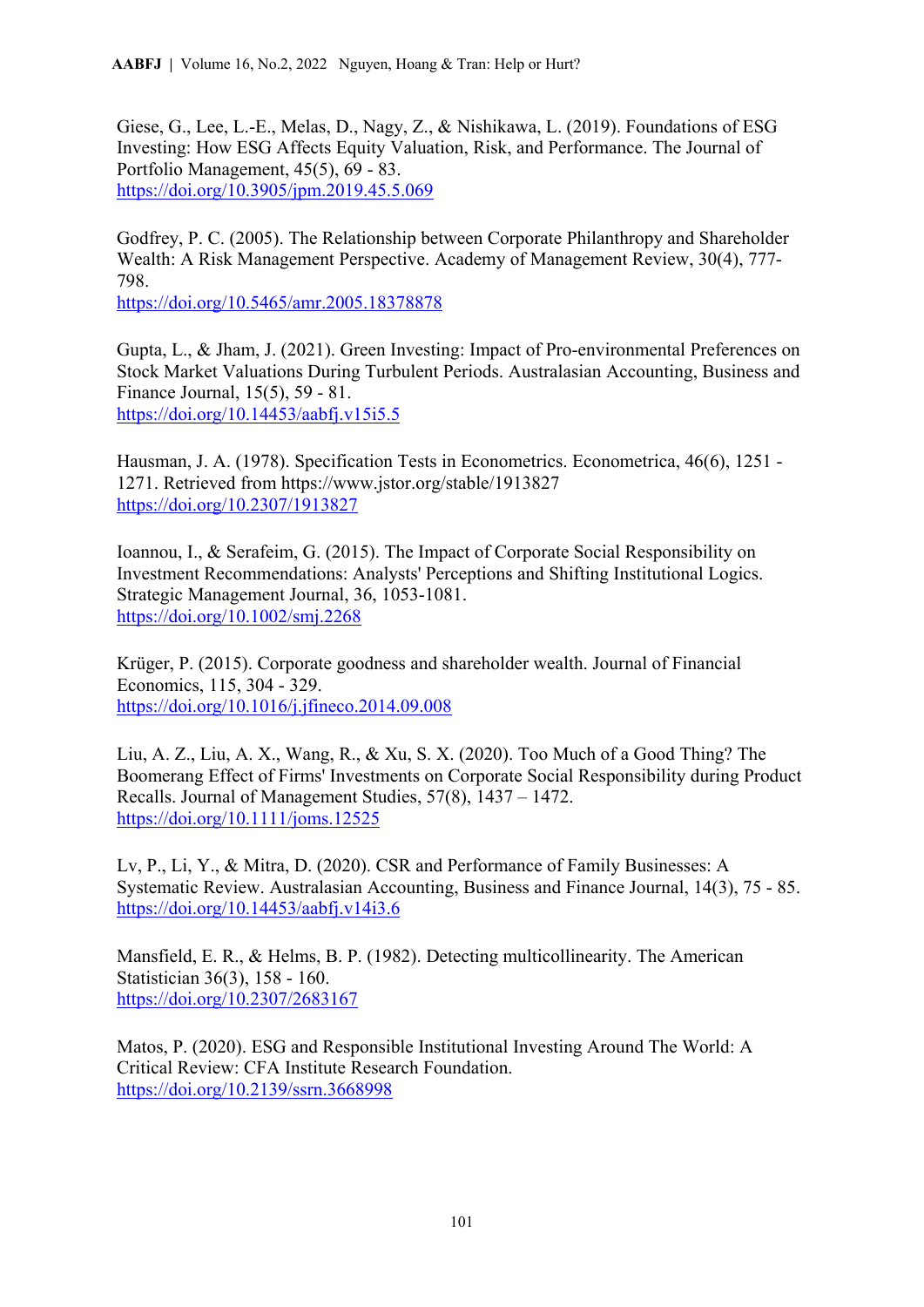Giese, G., Lee, L.-E., Melas, D., Nagy, Z., & Nishikawa, L. (2019). Foundations of ESG Investing: How ESG Affects Equity Valuation, Risk, and Performance. The Journal of Portfolio Management, 45(5), 69 - 83.
https://doi.org/10.3905/jpm.2019.45.5.069

Godfrey, P. C. (2005). The Relationship between Corporate Philanthropy and Shareholder Wealth: A Risk Management Perspective. Academy of Management Review, 30(4), 777-798.
https://doi.org/10.5465/amr.2005.18378878

Gupta, L., & Jham, J. (2021). Green Investing: Impact of Pro-environmental Preferences on Stock Market Valuations During Turbulent Periods. Australasian Accounting, Business and Finance Journal, 15(5), 59 - 81.
https://doi.org/10.14453/aabfj.v15i5.5

Hausman, J. A. (1978). Specification Tests in Econometrics. Econometrica, 46(6), 1251 - 1271. Retrieved from https://www.jstor.org/stable/1913827
https://doi.org/10.2307/1913827

Ioannou, I., & Serafeim, G. (2015). The Impact of Corporate Social Responsibility on Investment Recommendations: Analysts' Perceptions and Shifting Institutional Logics. Strategic Management Journal, 36, 1053-1081.
https://doi.org/10.1002/smj.2268

Krüger, P. (2015). Corporate goodness and shareholder wealth. Journal of Financial Economics, 115, 304 - 329.
https://doi.org/10.1016/j.jfineco.2014.09.008

Liu, A. Z., Liu, A. X., Wang, R., & Xu, S. X. (2020). Too Much of a Good Thing? The Boomerang Effect of Firms' Investments on Corporate Social Responsibility during Product Recalls. Journal of Management Studies, 57(8), 1437 – 1472.
https://doi.org/10.1111/joms.12525

Lv, P., Li, Y., & Mitra, D. (2020). CSR and Performance of Family Businesses: A Systematic Review. Australasian Accounting, Business and Finance Journal, 14(3), 75 - 85.
https://doi.org/10.14453/aabfj.v14i3.6

Mansfield, E. R., & Helms, B. P. (1982). Detecting multicollinearity. The American Statistician 36(3), 158 - 160.
https://doi.org/10.2307/2683167

Matos, P. (2020). ESG and Responsible Institutional Investing Around The World: A Critical Review: CFA Institute Research Foundation.
https://doi.org/10.2139/ssrn.3668998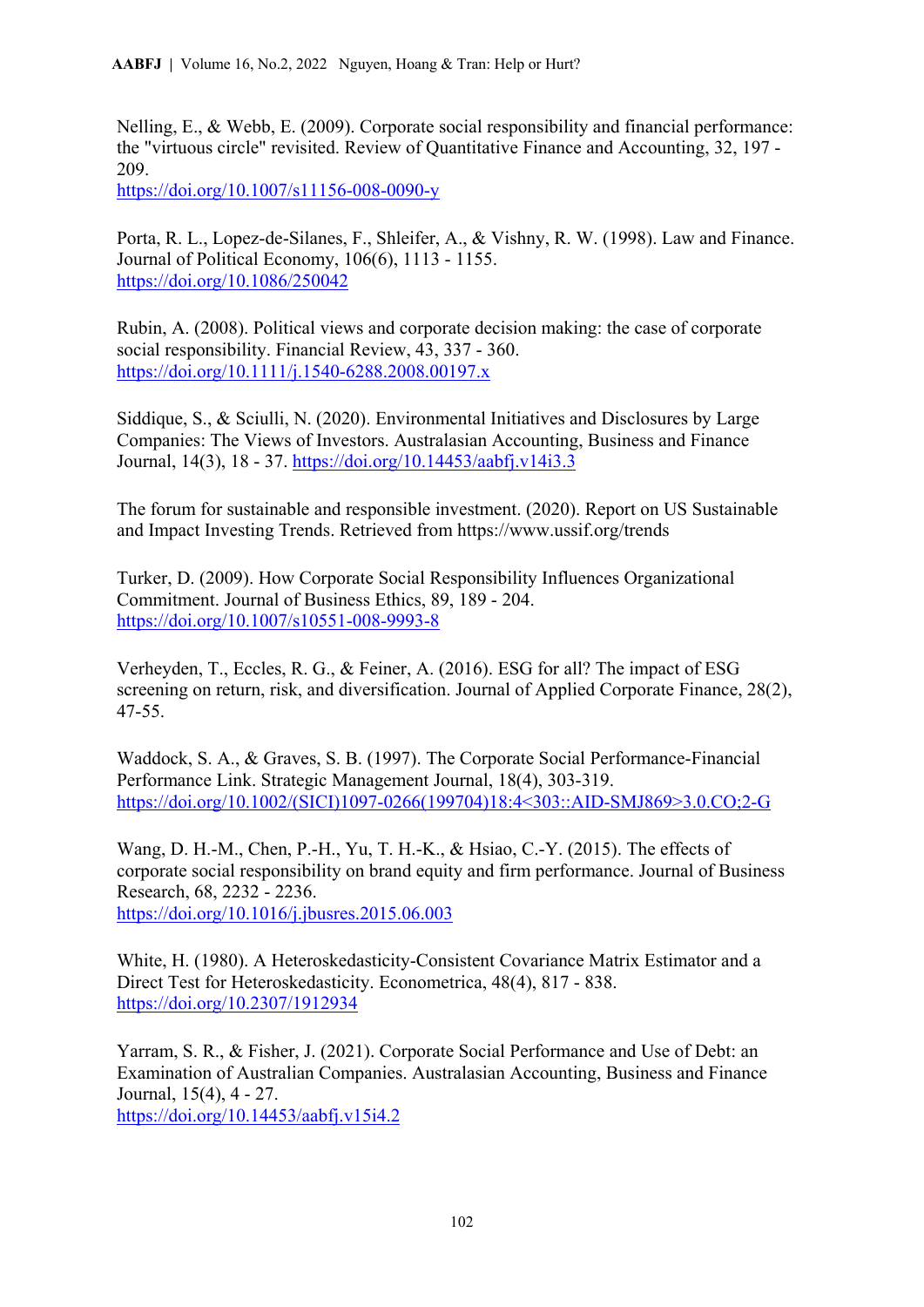Nelling, E., & Webb, E. (2009). Corporate social responsibility and financial performance: the "virtuous circle" revisited. Review of Quantitative Finance and Accounting, 32, 197 - 209.
https://doi.org/10.1007/s11156-008-0090-y

Porta, R. L., Lopez-de-Silanes, F., Shleifer, A., & Vishny, R. W. (1998). Law and Finance. Journal of Political Economy, 106(6), 1113 - 1155.
https://doi.org/10.1086/250042

Rubin, A. (2008). Political views and corporate decision making: the case of corporate social responsibility. Financial Review, 43, 337 - 360.
https://doi.org/10.1111/j.1540-6288.2008.00197.x

Siddique, S., & Sciulli, N. (2020). Environmental Initiatives and Disclosures by Large Companies: The Views of Investors. Australasian Accounting, Business and Finance Journal, 14(3), 18 - 37. https://doi.org/10.14453/aabfj.v14i3.3

The forum for sustainable and responsible investment. (2020). Report on US Sustainable and Impact Investing Trends. Retrieved from https://www.ussif.org/trends

Turker, D. (2009). How Corporate Social Responsibility Influences Organizational Commitment. Journal of Business Ethics, 89, 189 - 204.
https://doi.org/10.1007/s10551-008-9993-8

Verheyden, T., Eccles, R. G., & Feiner, A. (2016). ESG for all? The impact of ESG screening on return, risk, and diversification. Journal of Applied Corporate Finance, 28(2), 47-55.

Waddock, S. A., & Graves, S. B. (1997). The Corporate Social Performance-Financial Performance Link. Strategic Management Journal, 18(4), 303-319.
https://doi.org/10.1002/(SICI)1097-0266(199704)18:4<303::AID-SMJ869>3.0.CO;2-G

Wang, D. H.-M., Chen, P.-H., Yu, T. H.-K., & Hsiao, C.-Y. (2015). The effects of corporate social responsibility on brand equity and firm performance. Journal of Business Research, 68, 2232 - 2236.
https://doi.org/10.1016/j.jbusres.2015.06.003

White, H. (1980). A Heteroskedasticity-Consistent Covariance Matrix Estimator and a Direct Test for Heteroskedasticity. Econometrica, 48(4), 817 - 838.
https://doi.org/10.2307/1912934

Yarram, S. R., & Fisher, J. (2021). Corporate Social Performance and Use of Debt: an Examination of Australian Companies. Australasian Accounting, Business and Finance Journal, 15(4), 4 - 27.
https://doi.org/10.14453/aabfj.v15i4.2